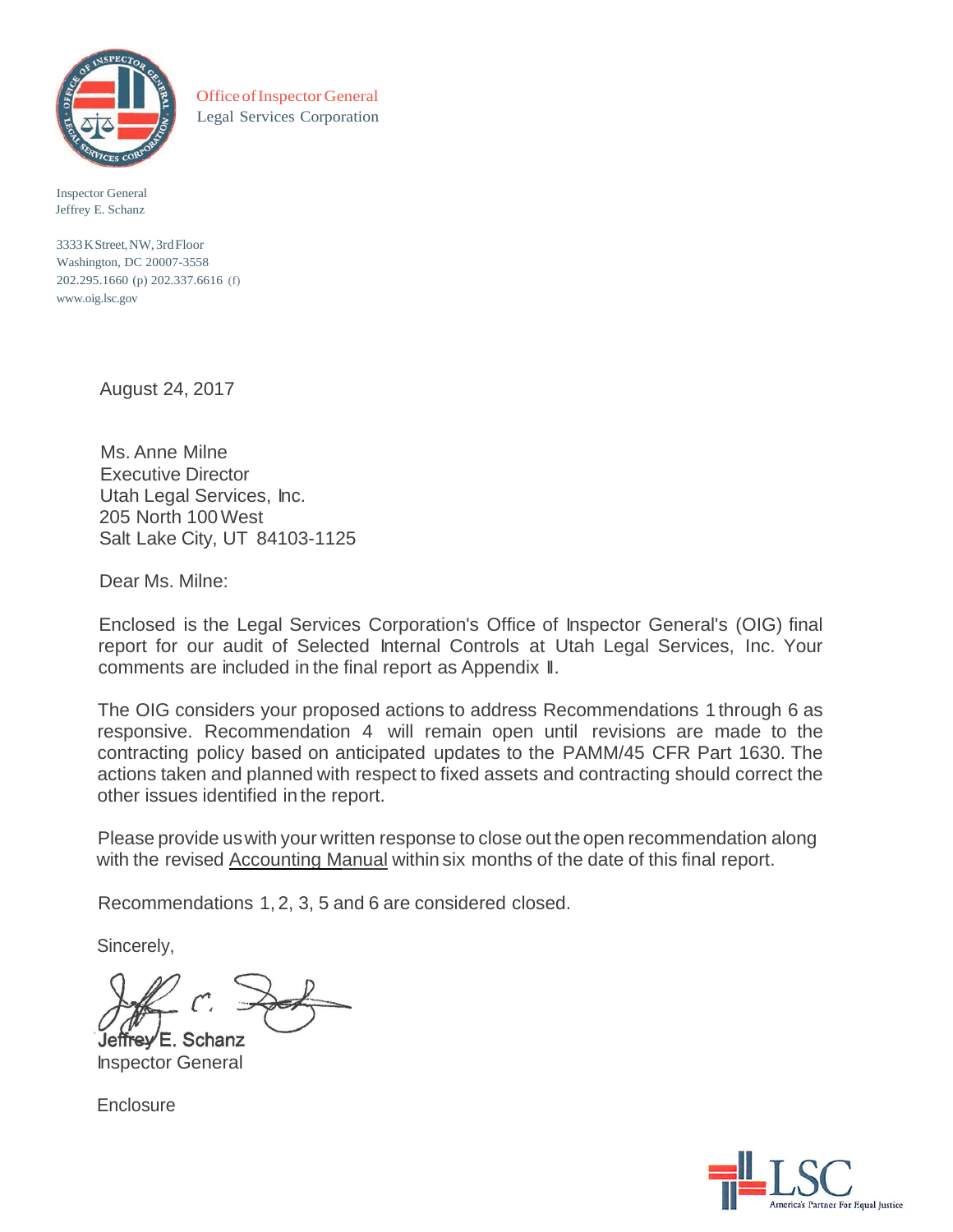Office of Inspector General
Legal Services Corporation

Inspector General
Jeffrey E. Schanz

3333 K Street, NW, 3rd Floor
Washington, DC 20007-3558
202.295.1660 (p) 202.337.6616 (f)
www.oig.lsc.gov

August 24, 2017

Ms. Anne Milne
Executive Director
Utah Legal Services, Inc.
205 North 100 West
Salt Lake City, UT 84103-1125

Dear Ms. Milne:

Enclosed is the Legal Services Corporation's Office of Inspector General's (OIG) final report for our audit of Selected Internal Controls at Utah Legal Services, Inc. Your comments are included in the final report as Appendix II.

The OIG considers your proposed actions to address Recommendations 1 through 6 as responsive. Recommendation 4 will remain open until revisions are made to the contracting policy based on anticipated updates to the PAMM/45 CFR Part 1630. The actions taken and planned with respect to fixed assets and contracting should correct the other issues identified in the report.

Please provide us with your written response to close out the open recommendation along with the revised Accounting Manual within six months of the date of this final report.

Recommendations 1, 2, 3, 5 and 6 are considered closed.

Sincerely,

Jeffrey E. Schanz
Inspector General

Enclosure

LSC America's Partner For Equal Justice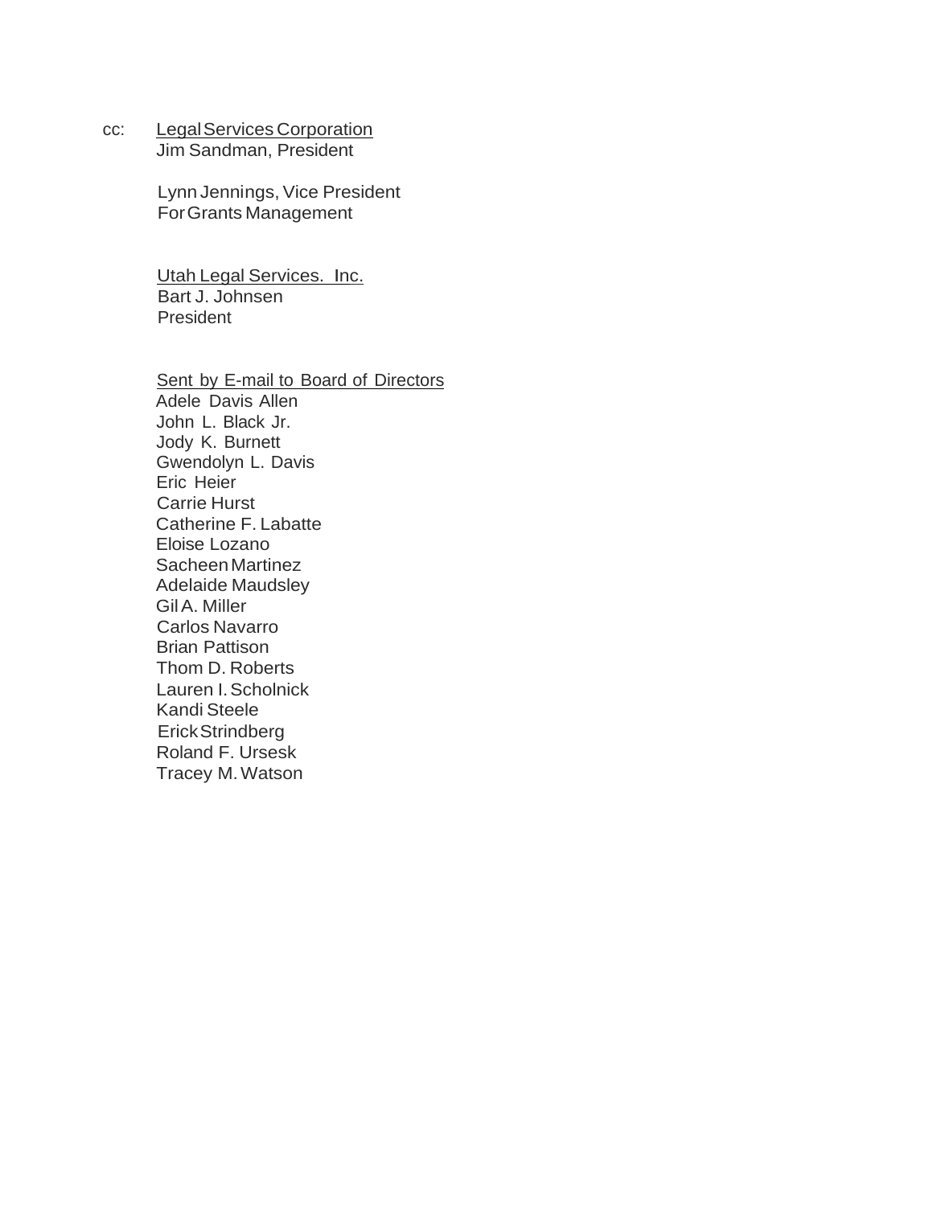cc: <u>Legal Services Corporation</u>
Jim Sandman, President

Lynn Jennings, Vice President
For Grants Management

<u>Utah Legal Services. Inc.</u>
Bart J. Johnsen
President

<u>Sent by E-mail to Board of Directors</u>
Adele Davis Allen
John L. Black Jr.
Jody K. Burnett
Gwendolyn L. Davis
Eric Heier
Carrie Hurst
Catherine F. Labatte
Eloise Lozano
Sacheen Martinez
Adelaide Maudsley
Gil A. Miller
Carlos Navarro
Brian Pattison
Thom D. Roberts
Lauren I. Scholnick
Kandi Steele
Erick Strindberg
Roland F. Ursesk
Tracey M. Watson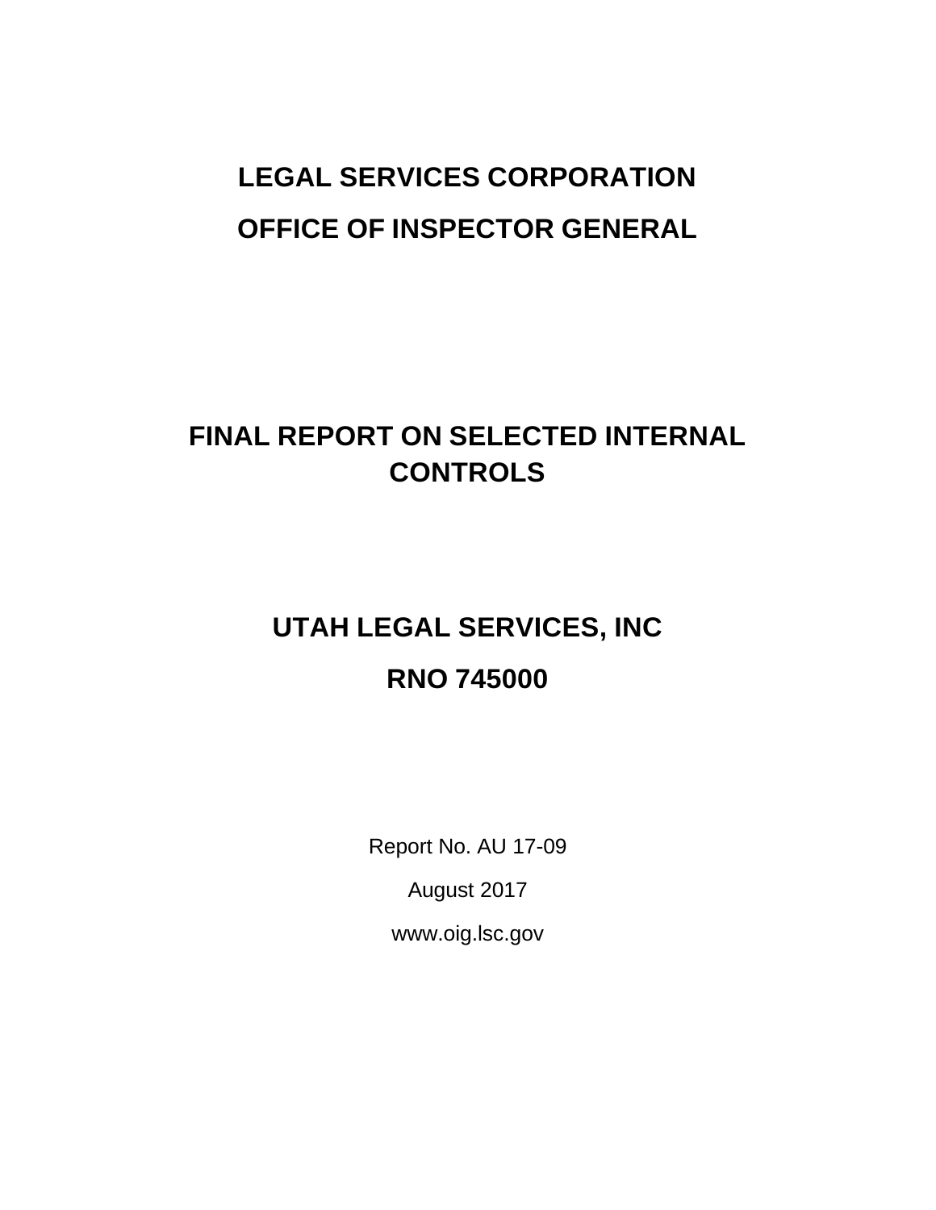# LEGAL SERVICES CORPORATION

# OFFICE OF INSPECTOR GENERAL

## FINAL REPORT ON SELECTED INTERNAL CONTROLS

## UTAH LEGAL SERVICES, INC

## RNO 745000

Report No. AU 17-09

August 2017

www.oig.lsc.gov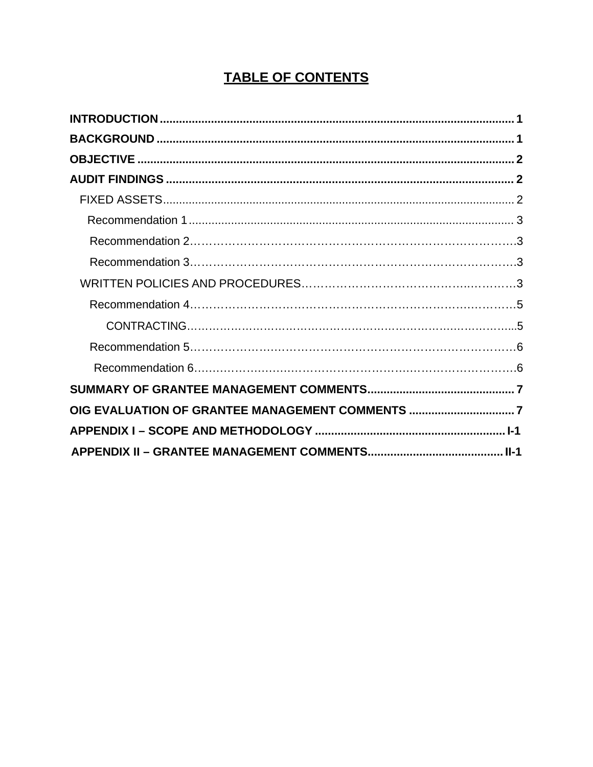# TABLE OF CONTENTS

**INTRODUCTION** ........................................................................................................ **1**

**BACKGROUND** ........................................................................................................ **1**

**OBJECTIVE** ............................................................................................................. **2**

**AUDIT FINDINGS** .................................................................................................... **2**

FIXED ASSETS ............................................................................................................ 2

Recommendation 1 ..................................................................................................... 3

Recommendation 2 ...................................................................................................... 3

Recommendation 3 ...................................................................................................... 3

WRITTEN POLICIES AND PROCEDURES ..................................................................... 3

Recommendation 4 ...................................................................................................... 5

CONTRACTING ............................................................................................................ 5

Recommendation 5 ...................................................................................................... 6

Recommendation 6 ...................................................................................................... 6

**SUMMARY OF GRANTEE MANAGEMENT COMMENTS** ........................................... **7**

**OIG EVALUATION OF GRANTEE MANAGEMENT COMMENTS** ................................ **7**

**APPENDIX I – SCOPE AND METHODOLOGY** ....................................................... **I-1**

**APPENDIX II – GRANTEE MANAGEMENT COMMENTS** ......................................... **II-1**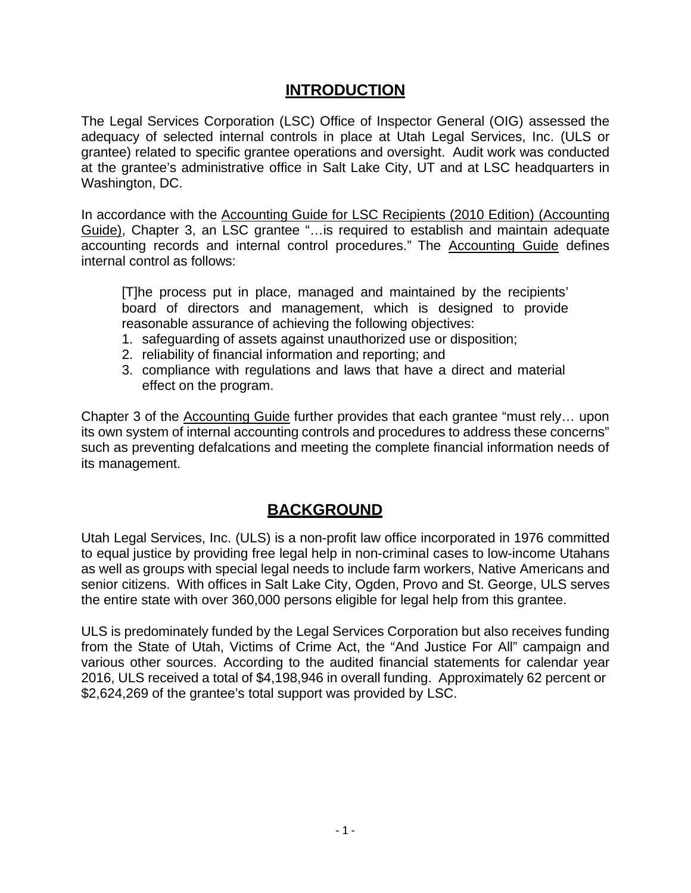## INTRODUCTION

The Legal Services Corporation (LSC) Office of Inspector General (OIG) assessed the adequacy of selected internal controls in place at Utah Legal Services, Inc. (ULS or grantee) related to specific grantee operations and oversight. Audit work was conducted at the grantee's administrative office in Salt Lake City, UT and at LSC headquarters in Washington, DC.

In accordance with the Accounting Guide for LSC Recipients (2010 Edition) (Accounting Guide), Chapter 3, an LSC grantee "…is required to establish and maintain adequate accounting records and internal control procedures." The Accounting Guide defines internal control as follows:

> [T]he process put in place, managed and maintained by the recipients' board of directors and management, which is designed to provide reasonable assurance of achieving the following objectives:
> 1. safeguarding of assets against unauthorized use or disposition;
> 2. reliability of financial information and reporting; and
> 3. compliance with regulations and laws that have a direct and material effect on the program.

Chapter 3 of the Accounting Guide further provides that each grantee "must rely… upon its own system of internal accounting controls and procedures to address these concerns" such as preventing defalcations and meeting the complete financial information needs of its management.

## BACKGROUND

Utah Legal Services, Inc. (ULS) is a non-profit law office incorporated in 1976 committed to equal justice by providing free legal help in non-criminal cases to low-income Utahans as well as groups with special legal needs to include farm workers, Native Americans and senior citizens. With offices in Salt Lake City, Ogden, Provo and St. George, ULS serves the entire state with over 360,000 persons eligible for legal help from this grantee.

ULS is predominately funded by the Legal Services Corporation but also receives funding from the State of Utah, Victims of Crime Act, the "And Justice For All" campaign and various other sources. According to the audited financial statements for calendar year 2016, ULS received a total of $4,198,946 in overall funding. Approximately 62 percent or $2,624,269 of the grantee's total support was provided by LSC.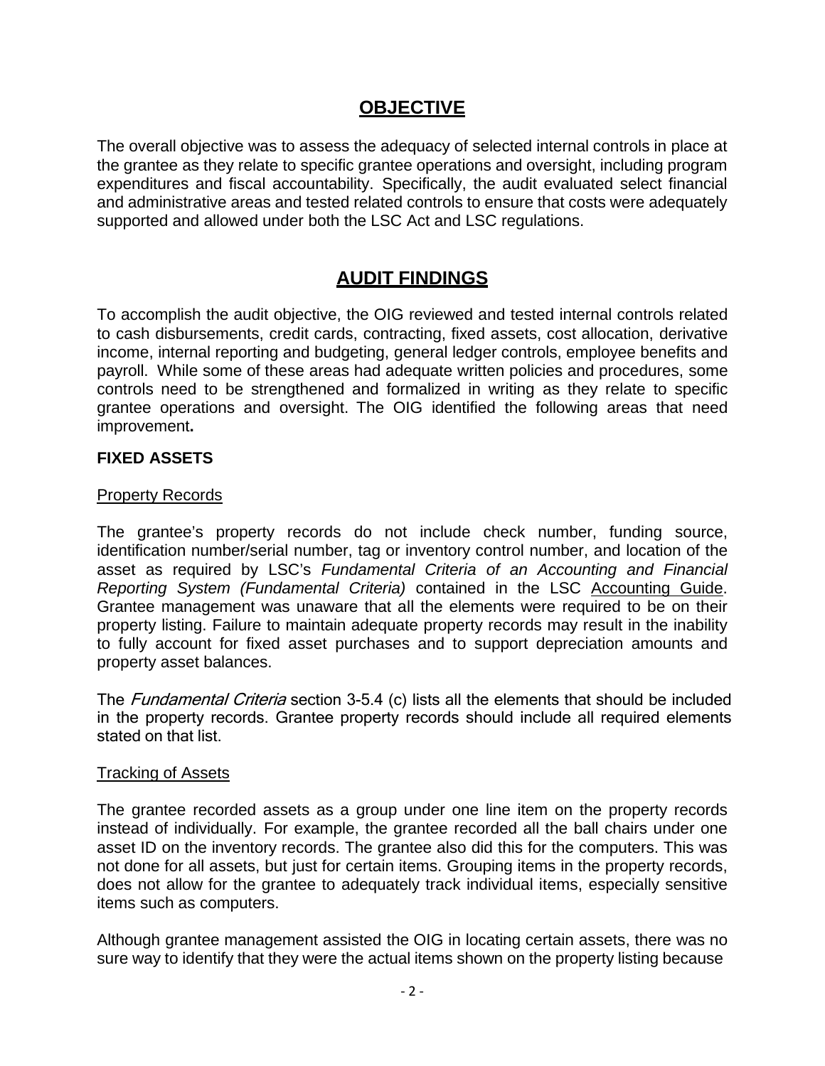## OBJECTIVE

The overall objective was to assess the adequacy of selected internal controls in place at the grantee as they relate to specific grantee operations and oversight, including program expenditures and fiscal accountability. Specifically, the audit evaluated select financial and administrative areas and tested related controls to ensure that costs were adequately supported and allowed under both the LSC Act and LSC regulations.

## AUDIT FINDINGS

To accomplish the audit objective, the OIG reviewed and tested internal controls related to cash disbursements, credit cards, contracting, fixed assets, cost allocation, derivative income, internal reporting and budgeting, general ledger controls, employee benefits and payroll. While some of these areas had adequate written policies and procedures, some controls need to be strengthened and formalized in writing as they relate to specific grantee operations and oversight. The OIG identified the following areas that need improvement**.**

### FIXED ASSETS

Property Records

The grantee's property records do not include check number, funding source, identification number/serial number, tag or inventory control number, and location of the asset as required by LSC's *Fundamental Criteria of an Accounting and Financial Reporting System (Fundamental Criteria)* contained in the LSC Accounting Guide. Grantee management was unaware that all the elements were required to be on their property listing. Failure to maintain adequate property records may result in the inability to fully account for fixed asset purchases and to support depreciation amounts and property asset balances.

The *Fundamental Criteria* section 3-5.4 (c) lists all the elements that should be included in the property records. Grantee property records should include all required elements stated on that list.

Tracking of Assets

The grantee recorded assets as a group under one line item on the property records instead of individually. For example, the grantee recorded all the ball chairs under one asset ID on the inventory records. The grantee also did this for the computers. This was not done for all assets, but just for certain items. Grouping items in the property records, does not allow for the grantee to adequately track individual items, especially sensitive items such as computers.

Although grantee management assisted the OIG in locating certain assets, there was no sure way to identify that they were the actual items shown on the property listing because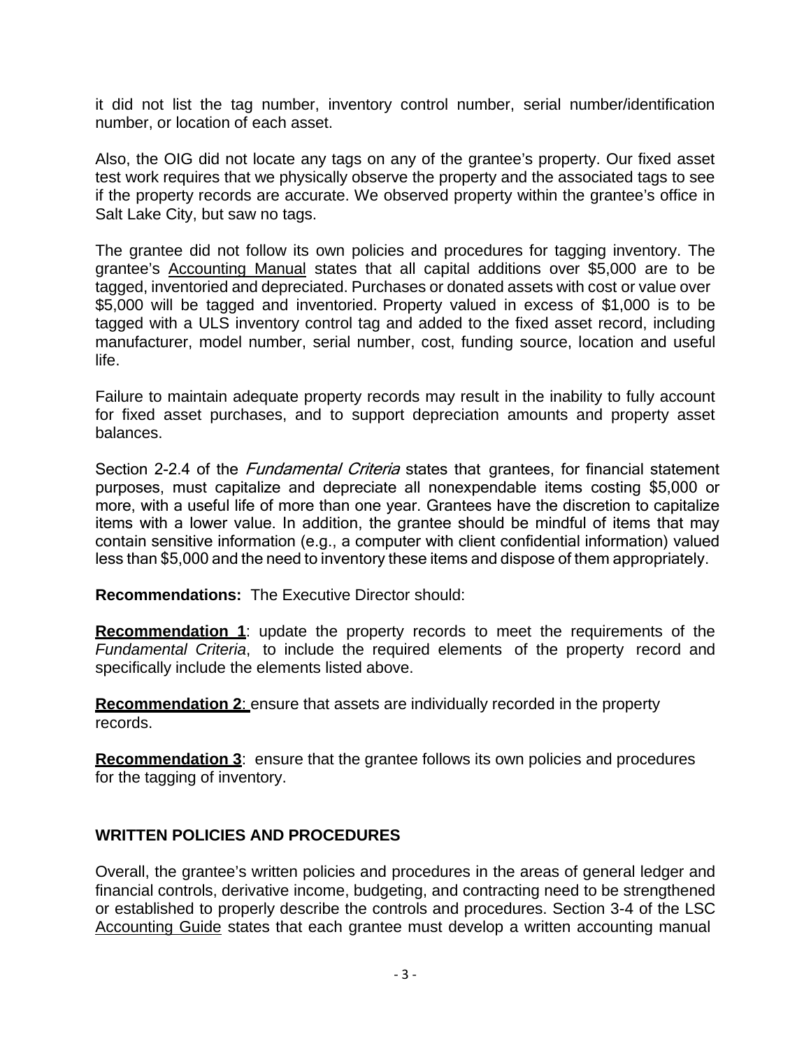it did not list the tag number, inventory control number, serial number/identification number, or location of each asset.

Also, the OIG did not locate any tags on any of the grantee's property. Our fixed asset test work requires that we physically observe the property and the associated tags to see if the property records are accurate. We observed property within the grantee's office in Salt Lake City, but saw no tags.

The grantee did not follow its own policies and procedures for tagging inventory. The grantee's Accounting Manual states that all capital additions over $5,000 are to be tagged, inventoried and depreciated. Purchases or donated assets with cost or value over $5,000 will be tagged and inventoried. Property valued in excess of $1,000 is to be tagged with a ULS inventory control tag and added to the fixed asset record, including manufacturer, model number, serial number, cost, funding source, location and useful life.

Failure to maintain adequate property records may result in the inability to fully account for fixed asset purchases, and to support depreciation amounts and property asset balances.

Section 2-2.4 of the *Fundamental Criteria* states that grantees, for financial statement purposes, must capitalize and depreciate all nonexpendable items costing $5,000 or more, with a useful life of more than one year. Grantees have the discretion to capitalize items with a lower value. In addition, the grantee should be mindful of items that may contain sensitive information (e.g., a computer with client confidential information) valued less than $5,000 and the need to inventory these items and dispose of them appropriately.

**Recommendations:** The Executive Director should:

**Recommendation 1**: update the property records to meet the requirements of the *Fundamental Criteria*, to include the required elements of the property record and specifically include the elements listed above.

**Recommendation 2**: ensure that assets are individually recorded in the property records.

**Recommendation 3**: ensure that the grantee follows its own policies and procedures for the tagging of inventory.

## WRITTEN POLICIES AND PROCEDURES

Overall, the grantee's written policies and procedures in the areas of general ledger and financial controls, derivative income, budgeting, and contracting need to be strengthened or established to properly describe the controls and procedures. Section 3-4 of the LSC Accounting Guide states that each grantee must develop a written accounting manual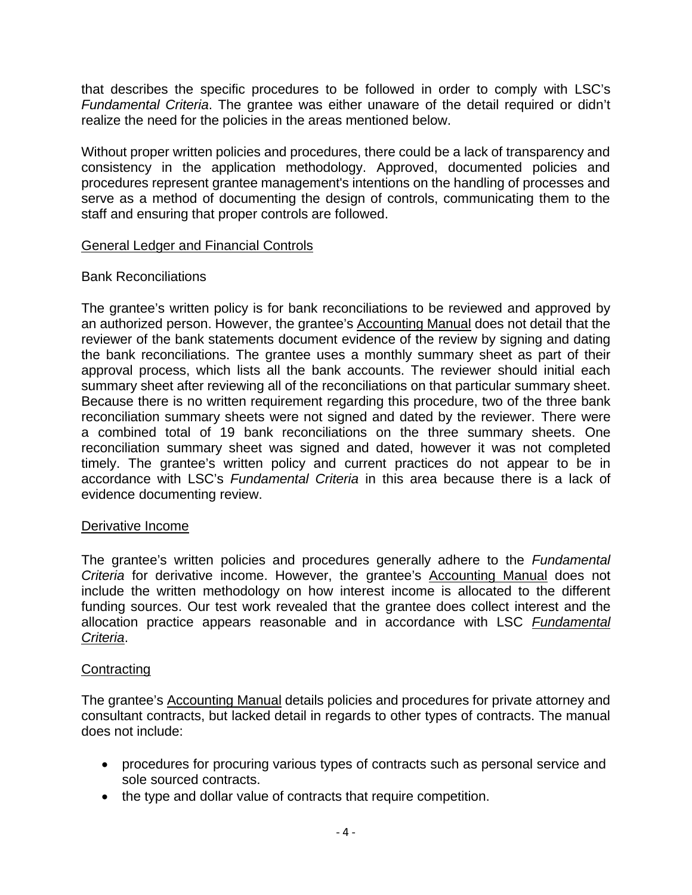that describes the specific procedures to be followed in order to comply with LSC's *Fundamental Criteria*. The grantee was either unaware of the detail required or didn't realize the need for the policies in the areas mentioned below.

Without proper written policies and procedures, there could be a lack of transparency and consistency in the application methodology. Approved, documented policies and procedures represent grantee management's intentions on the handling of processes and serve as a method of documenting the design of controls, communicating them to the staff and ensuring that proper controls are followed.

<u>General Ledger and Financial Controls</u>

Bank Reconciliations

The grantee's written policy is for bank reconciliations to be reviewed and approved by an authorized person. However, the grantee's <u>Accounting Manual</u> does not detail that the reviewer of the bank statements document evidence of the review by signing and dating the bank reconciliations. The grantee uses a monthly summary sheet as part of their approval process, which lists all the bank accounts. The reviewer should initial each summary sheet after reviewing all of the reconciliations on that particular summary sheet. Because there is no written requirement regarding this procedure, two of the three bank reconciliation summary sheets were not signed and dated by the reviewer. There were a combined total of 19 bank reconciliations on the three summary sheets. One reconciliation summary sheet was signed and dated, however it was not completed timely. The grantee's written policy and current practices do not appear to be in accordance with LSC's *Fundamental Criteria* in this area because there is a lack of evidence documenting review.

<u>Derivative Income</u>

The grantee's written policies and procedures generally adhere to the *Fundamental Criteria* for derivative income. However, the grantee's <u>Accounting Manual</u> does not include the written methodology on how interest income is allocated to the different funding sources. Our test work revealed that the grantee does collect interest and the allocation practice appears reasonable and in accordance with LSC <u>*Fundamental Criteria*</u>.

<u>Contracting</u>

The grantee's <u>Accounting Manual</u> details policies and procedures for private attorney and consultant contracts, but lacked detail in regards to other types of contracts. The manual does not include:

- procedures for procuring various types of contracts such as personal service and sole sourced contracts.
- the type and dollar value of contracts that require competition.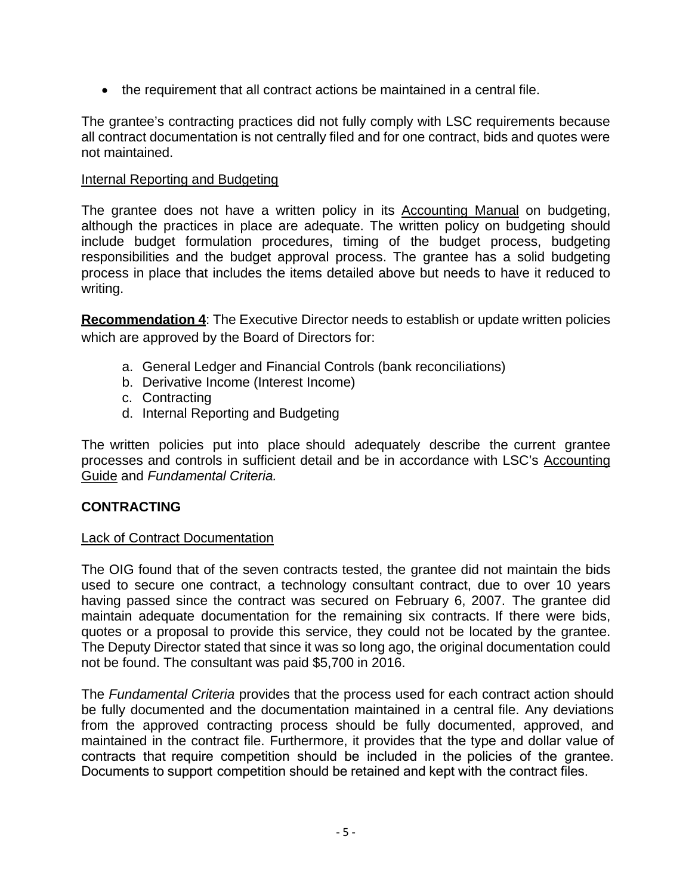- the requirement that all contract actions be maintained in a central file.

The grantee's contracting practices did not fully comply with LSC requirements because all contract documentation is not centrally filed and for one contract, bids and quotes were not maintained.

Internal Reporting and Budgeting

The grantee does not have a written policy in its Accounting Manual on budgeting, although the practices in place are adequate. The written policy on budgeting should include budget formulation procedures, timing of the budget process, budgeting responsibilities and the budget approval process. The grantee has a solid budgeting process in place that includes the items detailed above but needs to have it reduced to writing.

**Recommendation 4**: The Executive Director needs to establish or update written policies which are approved by the Board of Directors for:

a. General Ledger and Financial Controls (bank reconciliations)
b. Derivative Income (Interest Income)
c. Contracting
d. Internal Reporting and Budgeting

The written policies put into place should adequately describe the current grantee processes and controls in sufficient detail and be in accordance with LSC's Accounting Guide and *Fundamental Criteria.*

## CONTRACTING

Lack of Contract Documentation

The OIG found that of the seven contracts tested, the grantee did not maintain the bids used to secure one contract, a technology consultant contract, due to over 10 years having passed since the contract was secured on February 6, 2007. The grantee did maintain adequate documentation for the remaining six contracts. If there were bids, quotes or a proposal to provide this service, they could not be located by the grantee. The Deputy Director stated that since it was so long ago, the original documentation could not be found. The consultant was paid $5,700 in 2016.

The *Fundamental Criteria* provides that the process used for each contract action should be fully documented and the documentation maintained in a central file. Any deviations from the approved contracting process should be fully documented, approved, and maintained in the contract file. Furthermore, it provides that the type and dollar value of contracts that require competition should be included in the policies of the grantee. Documents to support competition should be retained and kept with the contract files.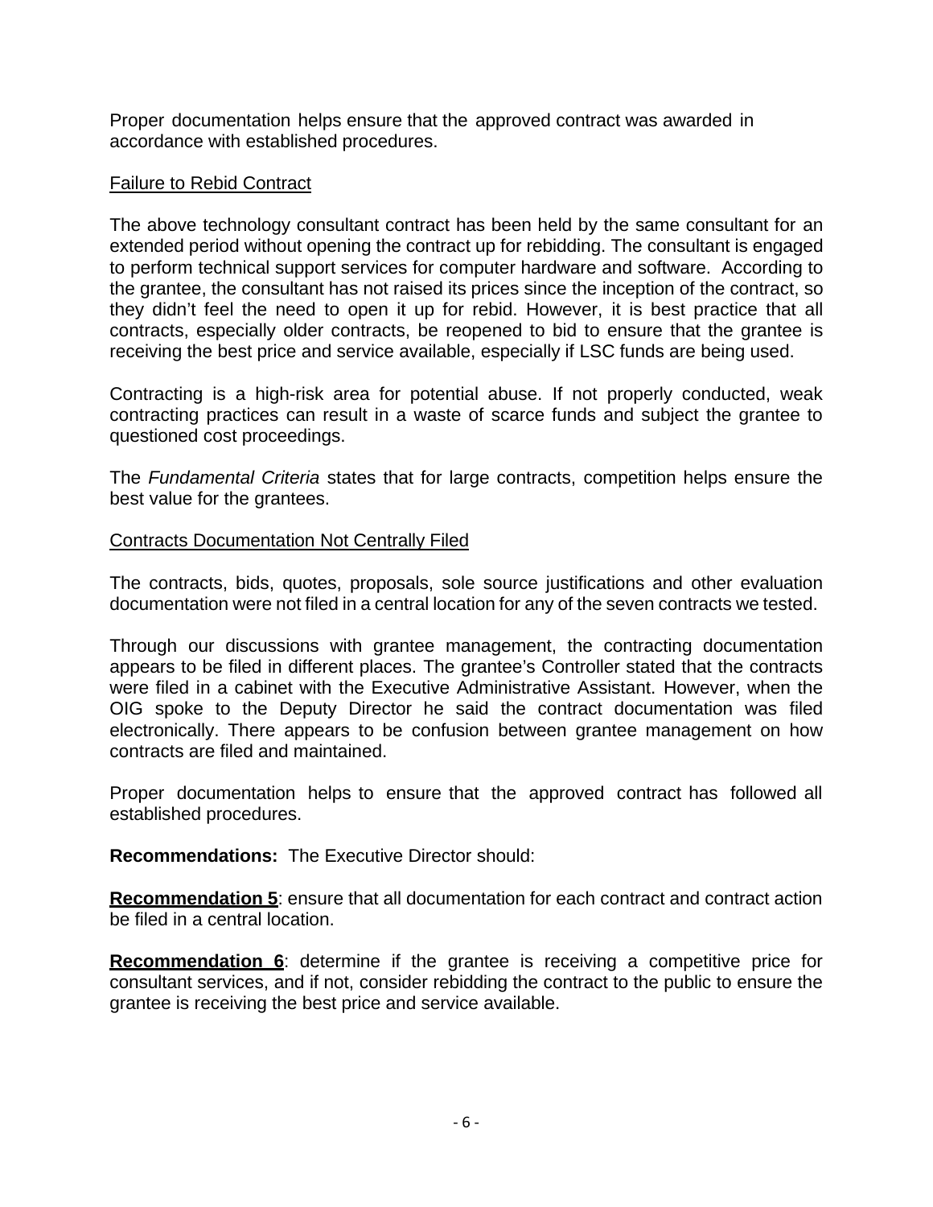Proper documentation helps ensure that the approved contract was awarded in accordance with established procedures.

Failure to Rebid Contract

The above technology consultant contract has been held by the same consultant for an extended period without opening the contract up for rebidding. The consultant is engaged to perform technical support services for computer hardware and software. According to the grantee, the consultant has not raised its prices since the inception of the contract, so they didn't feel the need to open it up for rebid. However, it is best practice that all contracts, especially older contracts, be reopened to bid to ensure that the grantee is receiving the best price and service available, especially if LSC funds are being used.

Contracting is a high-risk area for potential abuse. If not properly conducted, weak contracting practices can result in a waste of scarce funds and subject the grantee to questioned cost proceedings.

The *Fundamental Criteria* states that for large contracts, competition helps ensure the best value for the grantees.

Contracts Documentation Not Centrally Filed

The contracts, bids, quotes, proposals, sole source justifications and other evaluation documentation were not filed in a central location for any of the seven contracts we tested.

Through our discussions with grantee management, the contracting documentation appears to be filed in different places. The grantee's Controller stated that the contracts were filed in a cabinet with the Executive Administrative Assistant. However, when the OIG spoke to the Deputy Director he said the contract documentation was filed electronically. There appears to be confusion between grantee management on how contracts are filed and maintained.

Proper documentation helps to ensure that the approved contract has followed all established procedures.

**Recommendations:** The Executive Director should:

**Recommendation 5**: ensure that all documentation for each contract and contract action be filed in a central location.

**Recommendation 6**: determine if the grantee is receiving a competitive price for consultant services, and if not, consider rebidding the contract to the public to ensure the grantee is receiving the best price and service available.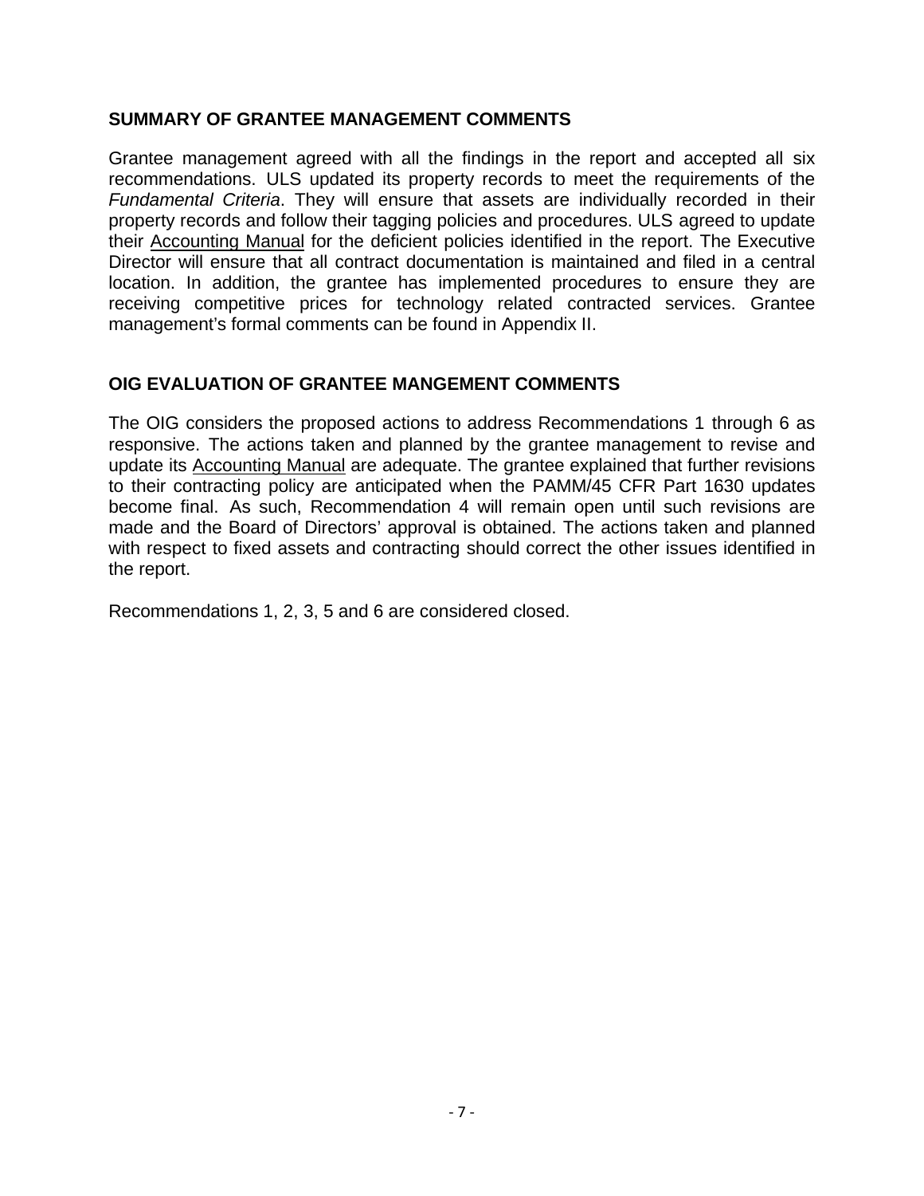## SUMMARY OF GRANTEE MANAGEMENT COMMENTS

Grantee management agreed with all the findings in the report and accepted all six recommendations. ULS updated its property records to meet the requirements of the *Fundamental Criteria*. They will ensure that assets are individually recorded in their property records and follow their tagging policies and procedures. ULS agreed to update their Accounting Manual for the deficient policies identified in the report. The Executive Director will ensure that all contract documentation is maintained and filed in a central location. In addition, the grantee has implemented procedures to ensure they are receiving competitive prices for technology related contracted services. Grantee management's formal comments can be found in Appendix II.

## OIG EVALUATION OF GRANTEE MANGEMENT COMMENTS

The OIG considers the proposed actions to address Recommendations 1 through 6 as responsive. The actions taken and planned by the grantee management to revise and update its Accounting Manual are adequate. The grantee explained that further revisions to their contracting policy are anticipated when the PAMM/45 CFR Part 1630 updates become final. As such, Recommendation 4 will remain open until such revisions are made and the Board of Directors' approval is obtained. The actions taken and planned with respect to fixed assets and contracting should correct the other issues identified in the report.

Recommendations 1, 2, 3, 5 and 6 are considered closed.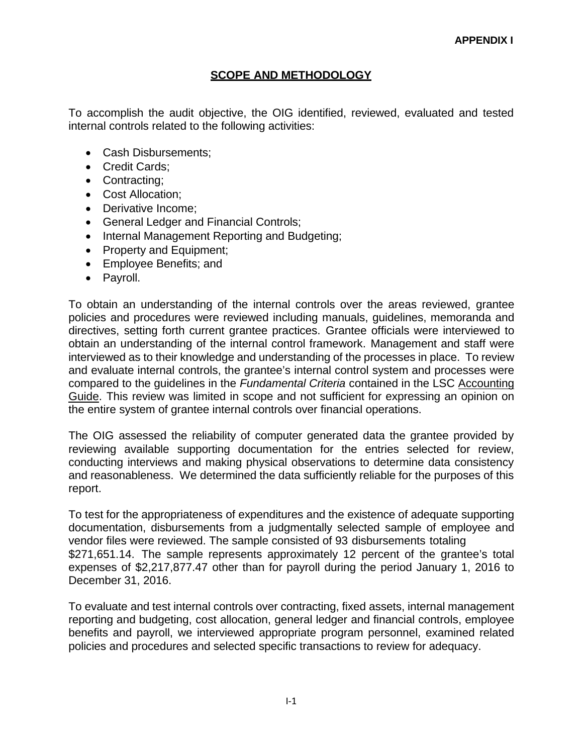**APPENDIX I**

## SCOPE AND METHODOLOGY

To accomplish the audit objective, the OIG identified, reviewed, evaluated and tested internal controls related to the following activities:

- Cash Disbursements;
- Credit Cards;
- Contracting;
- Cost Allocation;
- Derivative Income;
- General Ledger and Financial Controls;
- Internal Management Reporting and Budgeting;
- Property and Equipment;
- Employee Benefits; and
- Payroll.

To obtain an understanding of the internal controls over the areas reviewed, grantee policies and procedures were reviewed including manuals, guidelines, memoranda and directives, setting forth current grantee practices. Grantee officials were interviewed to obtain an understanding of the internal control framework. Management and staff were interviewed as to their knowledge and understanding of the processes in place. To review and evaluate internal controls, the grantee's internal control system and processes were compared to the guidelines in the *Fundamental Criteria* contained in the LSC Accounting Guide. This review was limited in scope and not sufficient for expressing an opinion on the entire system of grantee internal controls over financial operations.

The OIG assessed the reliability of computer generated data the grantee provided by reviewing available supporting documentation for the entries selected for review, conducting interviews and making physical observations to determine data consistency and reasonableness. We determined the data sufficiently reliable for the purposes of this report.

To test for the appropriateness of expenditures and the existence of adequate supporting documentation, disbursements from a judgmentally selected sample of employee and vendor files were reviewed. The sample consisted of 93 disbursements totaling $271,651.14. The sample represents approximately 12 percent of the grantee's total expenses of $2,217,877.47 other than for payroll during the period January 1, 2016 to December 31, 2016.

To evaluate and test internal controls over contracting, fixed assets, internal management reporting and budgeting, cost allocation, general ledger and financial controls, employee benefits and payroll, we interviewed appropriate program personnel, examined related policies and procedures and selected specific transactions to review for adequacy.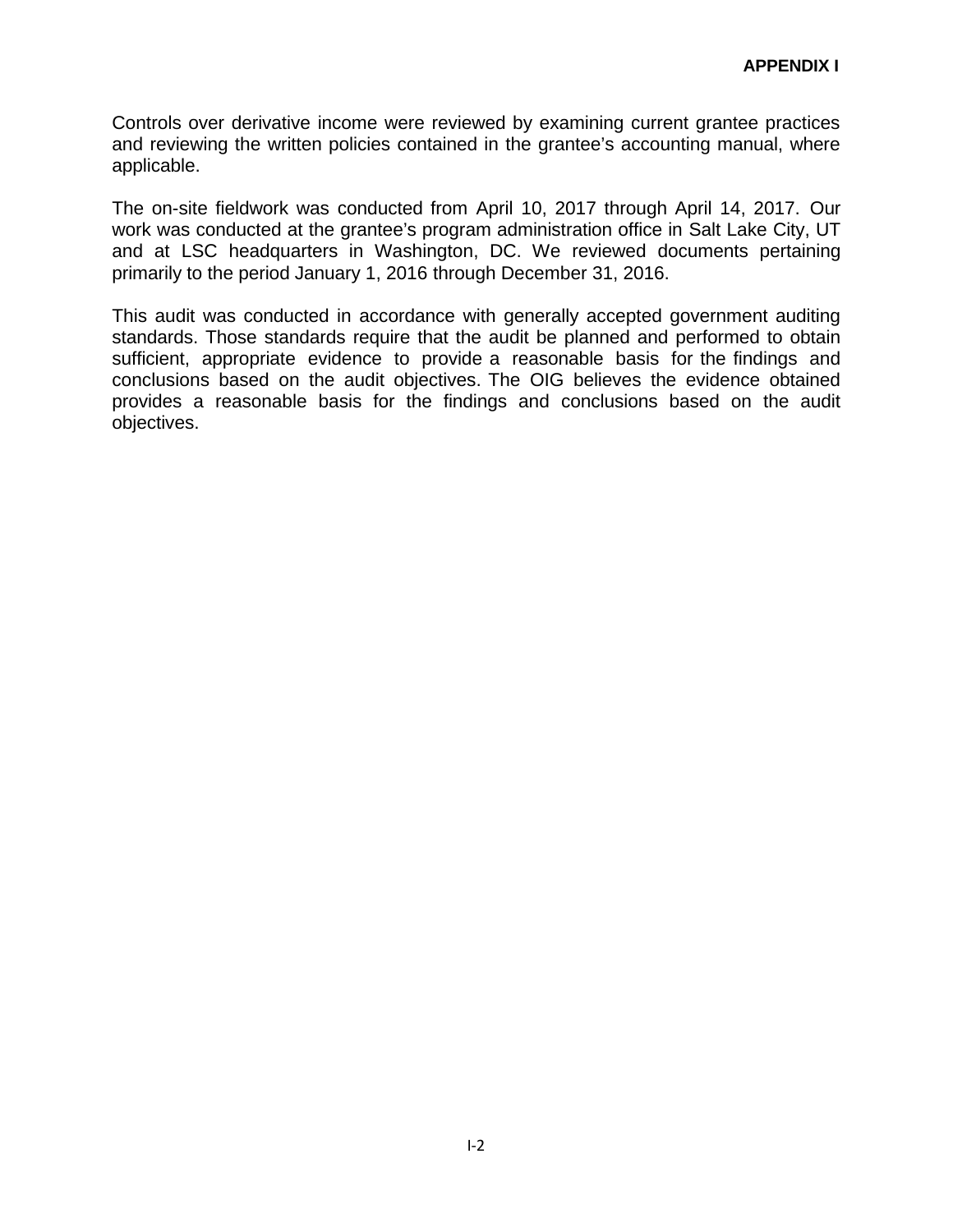Controls over derivative income were reviewed by examining current grantee practices and reviewing the written policies contained in the grantee's accounting manual, where applicable.

The on-site fieldwork was conducted from April 10, 2017 through April 14, 2017. Our work was conducted at the grantee's program administration office in Salt Lake City, UT and at LSC headquarters in Washington, DC. We reviewed documents pertaining primarily to the period January 1, 2016 through December 31, 2016.

This audit was conducted in accordance with generally accepted government auditing standards. Those standards require that the audit be planned and performed to obtain sufficient, appropriate evidence to provide a reasonable basis for the findings and conclusions based on the audit objectives. The OIG believes the evidence obtained provides a reasonable basis for the findings and conclusions based on the audit objectives.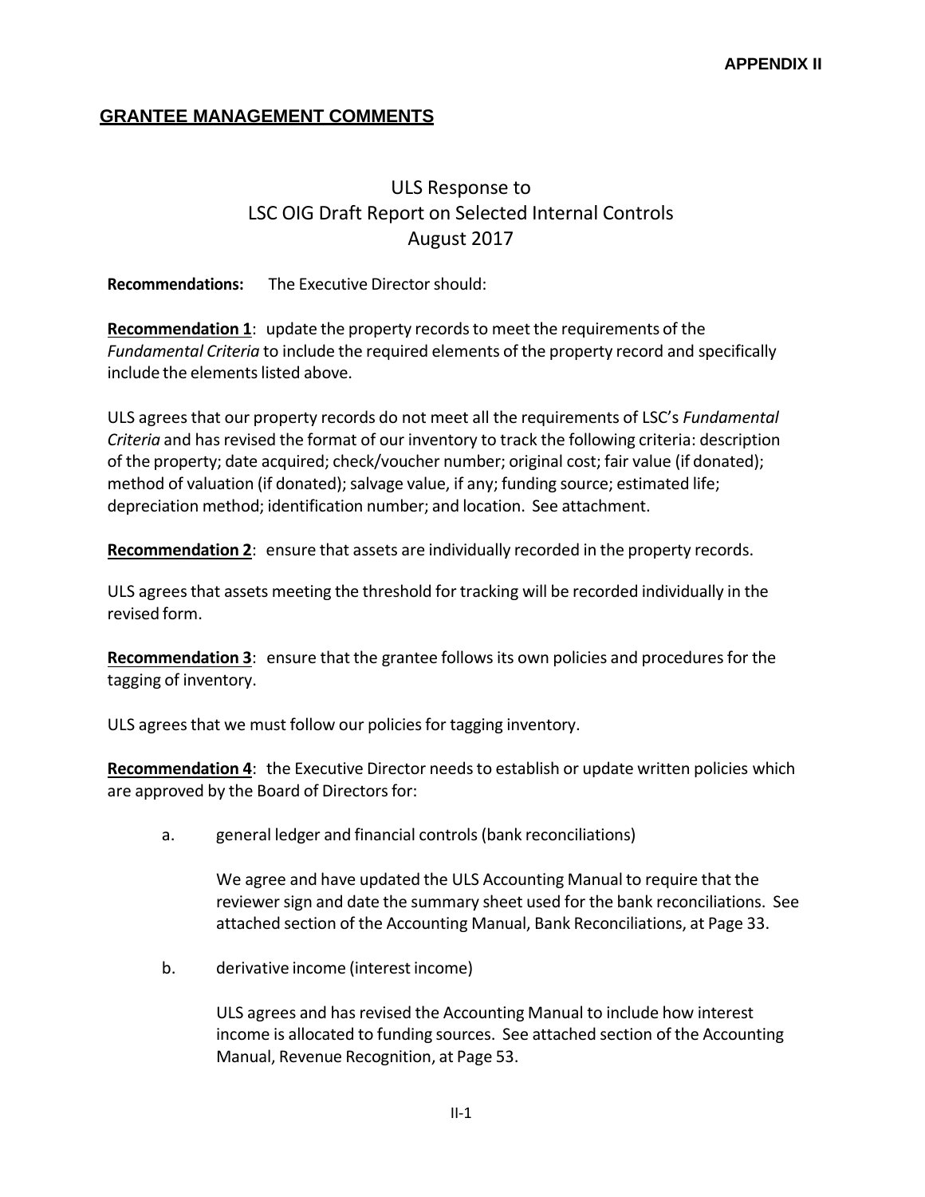**APPENDIX II**

## GRANTEE MANAGEMENT COMMENTS

# ULS Response to LSC OIG Draft Report on Selected Internal Controls August 2017

**Recommendations:** The Executive Director should:

**Recommendation 1**: update the property records to meet the requirements of the *Fundamental Criteria* to include the required elements of the property record and specifically include the elements listed above.

ULS agrees that our property records do not meet all the requirements of LSC's *Fundamental Criteria* and has revised the format of our inventory to track the following criteria: description of the property; date acquired; check/voucher number; original cost; fair value (if donated); method of valuation (if donated); salvage value, if any; funding source; estimated life; depreciation method; identification number; and location. See attachment.

**Recommendation 2**: ensure that assets are individually recorded in the property records.

ULS agrees that assets meeting the threshold for tracking will be recorded individually in the revised form.

**Recommendation 3**: ensure that the grantee follows its own policies and procedures for the tagging of inventory.

ULS agrees that we must follow our policies for tagging inventory.

**Recommendation 4**: the Executive Director needs to establish or update written policies which are approved by the Board of Directors for:

a. general ledger and financial controls (bank reconciliations)

   We agree and have updated the ULS Accounting Manual to require that the reviewer sign and date the summary sheet used for the bank reconciliations. See attached section of the Accounting Manual, Bank Reconciliations, at Page 33.

b. derivative income (interest income)

   ULS agrees and has revised the Accounting Manual to include how interest income is allocated to funding sources. See attached section of the Accounting Manual, Revenue Recognition, at Page 53.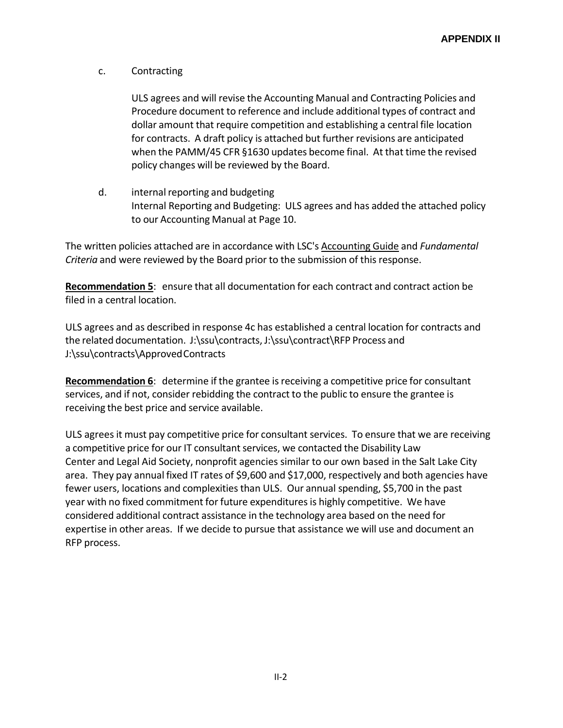**APPENDIX II**

c. Contracting

ULS agrees and will revise the Accounting Manual and Contracting Policies and Procedure document to reference and include additional types of contract and dollar amount that require competition and establishing a central file location for contracts. A draft policy is attached but further revisions are anticipated when the PAMM/45 CFR §1630 updates become final. At that time the revised policy changes will be reviewed by the Board.

d. internal reporting and budgeting

Internal Reporting and Budgeting: ULS agrees and has added the attached policy to our Accounting Manual at Page 10.

The written policies attached are in accordance with LSC's Accounting Guide and *Fundamental Criteria* and were reviewed by the Board prior to the submission of this response.

**Recommendation 5**: ensure that all documentation for each contract and contract action be filed in a central location.

ULS agrees and as described in response 4c has established a central location for contracts and the related documentation. J:\ssu\contracts, J:\ssu\contract\RFP Process and J:\ssu\contracts\Approved Contracts

**Recommendation 6**: determine if the grantee is receiving a competitive price for consultant services, and if not, consider rebidding the contract to the public to ensure the grantee is receiving the best price and service available.

ULS agrees it must pay competitive price for consultant services. To ensure that we are receiving a competitive price for our IT consultant services, we contacted the Disability Law Center and Legal Aid Society, nonprofit agencies similar to our own based in the Salt Lake City area. They pay annual fixed IT rates of $9,600 and $17,000, respectively and both agencies have fewer users, locations and complexities than ULS. Our annual spending, $5,700 in the past year with no fixed commitment for future expenditures is highly competitive. We have considered additional contract assistance in the technology area based on the need for expertise in other areas. If we decide to pursue that assistance we will use and document an RFP process.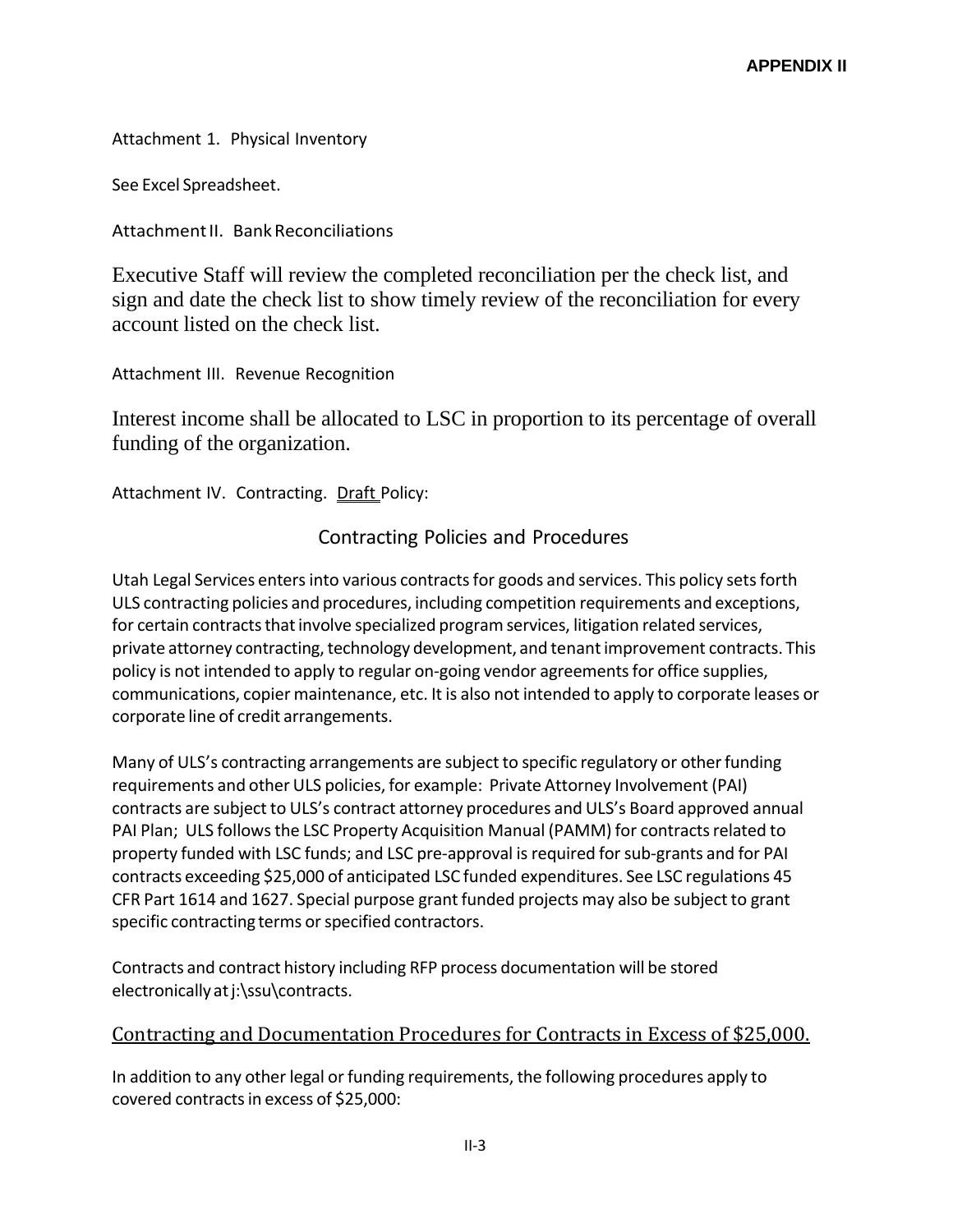**APPENDIX II**

Attachment 1. Physical Inventory

See Excel Spreadsheet.

Attachment II. Bank Reconciliations

Executive Staff will review the completed reconciliation per the check list, and sign and date the check list to show timely review of the reconciliation for every account listed on the check list.

Attachment III. Revenue Recognition

Interest income shall be allocated to LSC in proportion to its percentage of overall funding of the organization.

Attachment IV. Contracting. Draft Policy:

## Contracting Policies and Procedures

Utah Legal Services enters into various contracts for goods and services. This policy sets forth ULS contracting policies and procedures, including competition requirements and exceptions, for certain contracts that involve specialized program services, litigation related services, private attorney contracting, technology development, and tenant improvement contracts. This policy is not intended to apply to regular on-going vendor agreements for office supplies, communications, copier maintenance, etc. It is also not intended to apply to corporate leases or corporate line of credit arrangements.

Many of ULS's contracting arrangements are subject to specific regulatory or other funding requirements and other ULS policies, for example: Private Attorney Involvement (PAI) contracts are subject to ULS's contract attorney procedures and ULS's Board approved annual PAI Plan; ULS follows the LSC Property Acquisition Manual (PAMM) for contracts related to property funded with LSC funds; and LSC pre-approval is required for sub-grants and for PAI contracts exceeding $25,000 of anticipated LSC funded expenditures. See LSC regulations 45 CFR Part 1614 and 1627. Special purpose grant funded projects may also be subject to grant specific contracting terms or specified contractors.

Contracts and contract history including RFP process documentation will be stored electronically at j:\ssu\contracts.

### Contracting and Documentation Procedures for Contracts in Excess of $25,000.

In addition to any other legal or funding requirements, the following procedures apply to covered contracts in excess of $25,000: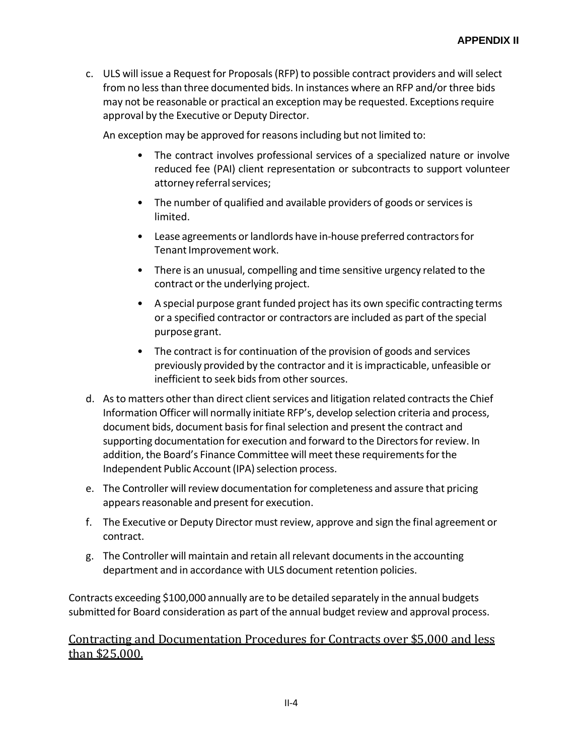c. ULS will issue a Request for Proposals (RFP) to possible contract providers and will select from no less than three documented bids. In instances where an RFP and/or three bids may not be reasonable or practical an exception may be requested. Exceptions require approval by the Executive or Deputy Director.

   An exception may be approved for reasons including but not limited to:

   - The contract involves professional services of a specialized nature or involve reduced fee (PAI) client representation or subcontracts to support volunteer attorney referral services;
   - The number of qualified and available providers of goods or services is limited.
   - Lease agreements or landlords have in-house preferred contractors for Tenant Improvement work.
   - There is an unusual, compelling and time sensitive urgency related to the contract or the underlying project.
   - A special purpose grant funded project has its own specific contracting terms or a specified contractor or contractors are included as part of the special purpose grant.
   - The contract is for continuation of the provision of goods and services previously provided by the contractor and it is impracticable, unfeasible or inefficient to seek bids from other sources.

d. As to matters other than direct client services and litigation related contracts the Chief Information Officer will normally initiate RFP's, develop selection criteria and process, document bids, document basis for final selection and present the contract and supporting documentation for execution and forward to the Directors for review. In addition, the Board's Finance Committee will meet these requirements for the Independent Public Account (IPA) selection process.

e. The Controller will review documentation for completeness and assure that pricing appears reasonable and present for execution.

f. The Executive or Deputy Director must review, approve and sign the final agreement or contract.

g. The Controller will maintain and retain all relevant documents in the accounting department and in accordance with ULS document retention policies.

Contracts exceeding $100,000 annually are to be detailed separately in the annual budgets submitted for Board consideration as part of the annual budget review and approval process.

## Contracting and Documentation Procedures for Contracts over $5,000 and less than $25,000.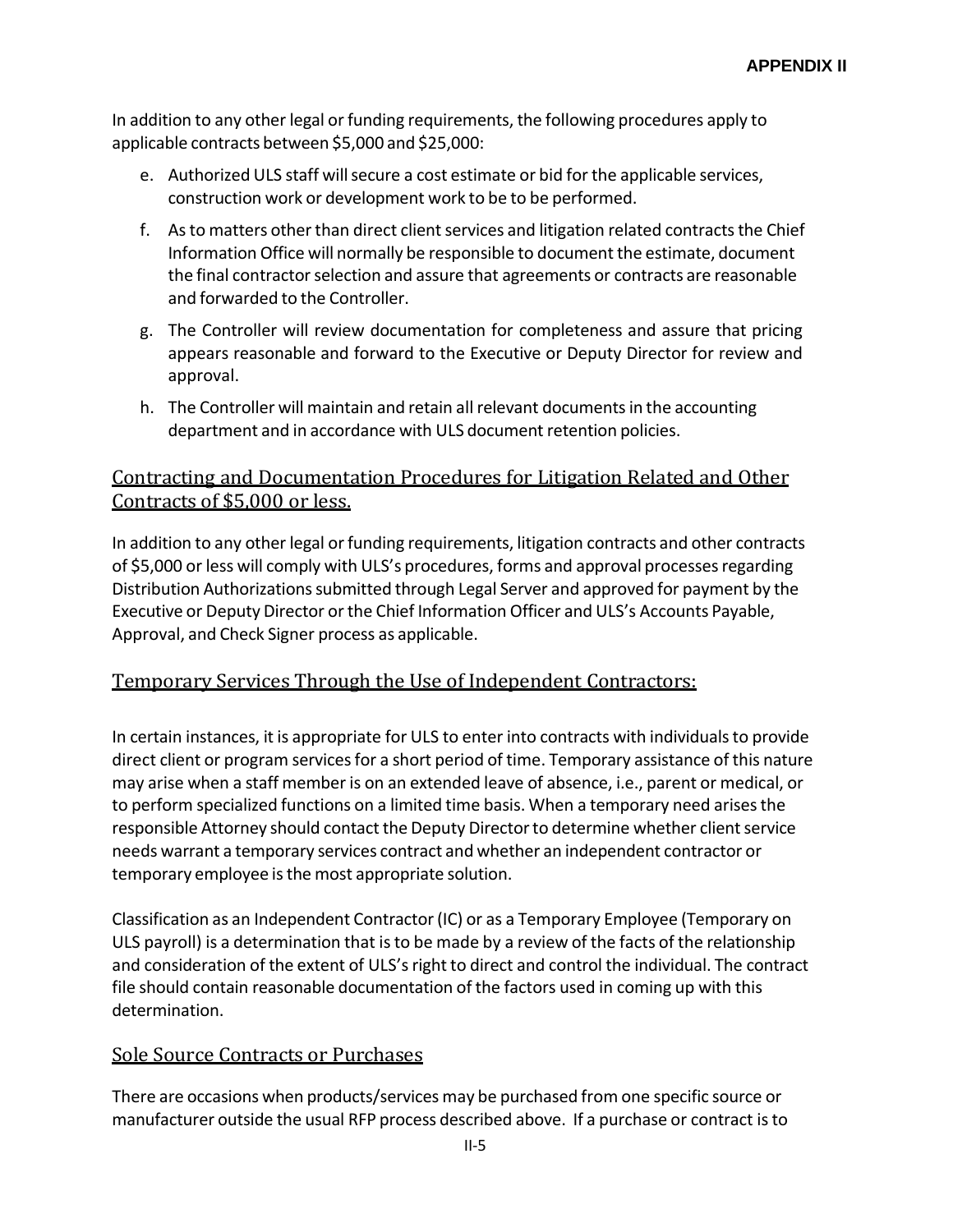In addition to any other legal or funding requirements, the following procedures apply to applicable contracts between $5,000 and $25,000:

e. Authorized ULS staff will secure a cost estimate or bid for the applicable services, construction work or development work to be to be performed.

f. As to matters other than direct client services and litigation related contracts the Chief Information Office will normally be responsible to document the estimate, document the final contractor selection and assure that agreements or contracts are reasonable and forwarded to the Controller.

g. The Controller will review documentation for completeness and assure that pricing appears reasonable and forward to the Executive or Deputy Director for review and approval.

h. The Controller will maintain and retain all relevant documents in the accounting department and in accordance with ULS document retention policies.

## Contracting and Documentation Procedures for Litigation Related and Other Contracts of $5,000 or less.

In addition to any other legal or funding requirements, litigation contracts and other contracts of $5,000 or less will comply with ULS's procedures, forms and approval processes regarding Distribution Authorizations submitted through Legal Server and approved for payment by the Executive or Deputy Director or the Chief Information Officer and ULS's Accounts Payable, Approval, and Check Signer process as applicable.

## Temporary Services Through the Use of Independent Contractors:

In certain instances, it is appropriate for ULS to enter into contracts with individuals to provide direct client or program services for a short period of time. Temporary assistance of this nature may arise when a staff member is on an extended leave of absence, i.e., parent or medical, or to perform specialized functions on a limited time basis. When a temporary need arises the responsible Attorney should contact the Deputy Director to determine whether client service needs warrant a temporary services contract and whether an independent contractor or temporary employee is the most appropriate solution.

Classification as an Independent Contractor (IC) or as a Temporary Employee (Temporary on ULS payroll) is a determination that is to be made by a review of the facts of the relationship and consideration of the extent of ULS's right to direct and control the individual. The contract file should contain reasonable documentation of the factors used in coming up with this determination.

## Sole Source Contracts or Purchases

There are occasions when products/services may be purchased from one specific source or manufacturer outside the usual RFP process described above. If a purchase or contract is to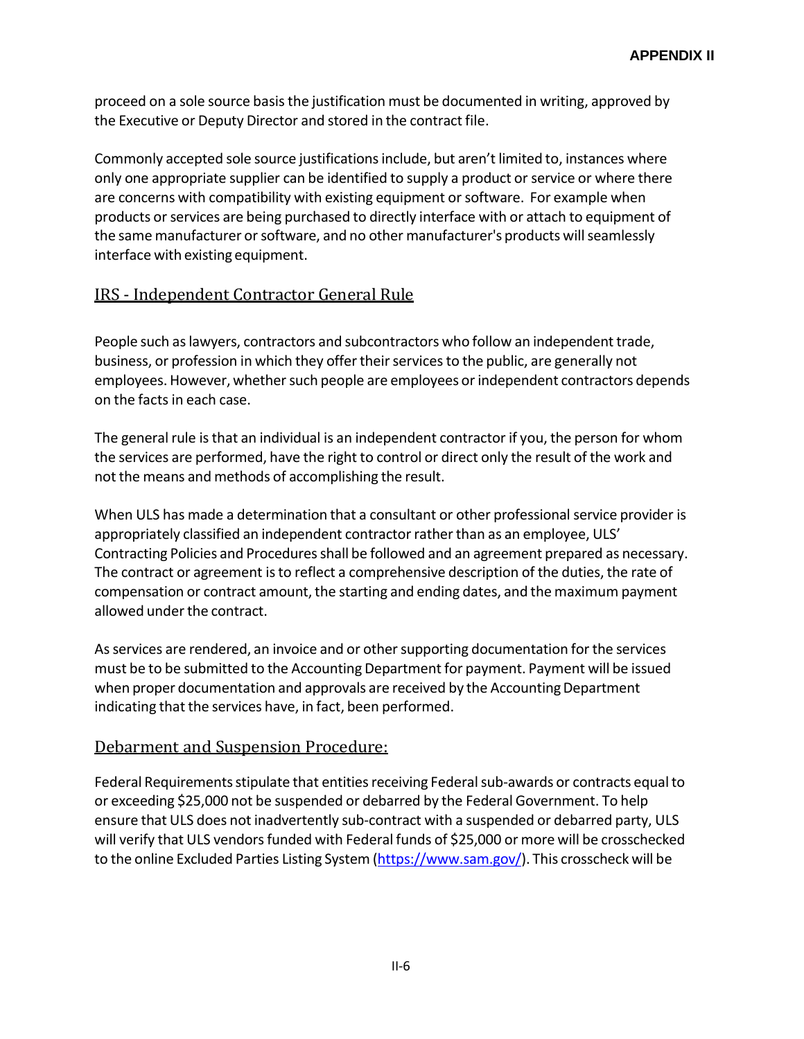proceed on a sole source basis the justification must be documented in writing, approved by the Executive or Deputy Director and stored in the contract file.

Commonly accepted sole source justifications include, but aren't limited to, instances where only one appropriate supplier can be identified to supply a product or service or where there are concerns with compatibility with existing equipment or software. For example when products or services are being purchased to directly interface with or attach to equipment of the same manufacturer or software, and no other manufacturer's products will seamlessly interface with existing equipment.

## IRS - Independent Contractor General Rule

People such as lawyers, contractors and subcontractors who follow an independent trade, business, or profession in which they offer their services to the public, are generally not employees. However, whether such people are employees or independent contractors depends on the facts in each case.

The general rule is that an individual is an independent contractor if you, the person for whom the services are performed, have the right to control or direct only the result of the work and not the means and methods of accomplishing the result.

When ULS has made a determination that a consultant or other professional service provider is appropriately classified an independent contractor rather than as an employee, ULS' Contracting Policies and Procedures shall be followed and an agreement prepared as necessary. The contract or agreement is to reflect a comprehensive description of the duties, the rate of compensation or contract amount, the starting and ending dates, and the maximum payment allowed under the contract.

As services are rendered, an invoice and or other supporting documentation for the services must be to be submitted to the Accounting Department for payment. Payment will be issued when proper documentation and approvals are received by the Accounting Department indicating that the services have, in fact, been performed.

## Debarment and Suspension Procedure:

Federal Requirements stipulate that entities receiving Federal sub-awards or contracts equal to or exceeding $25,000 not be suspended or debarred by the Federal Government. To help ensure that ULS does not inadvertently sub-contract with a suspended or debarred party, ULS will verify that ULS vendors funded with Federal funds of $25,000 or more will be crosschecked to the online Excluded Parties Listing System (https://www.sam.gov/). This crosscheck will be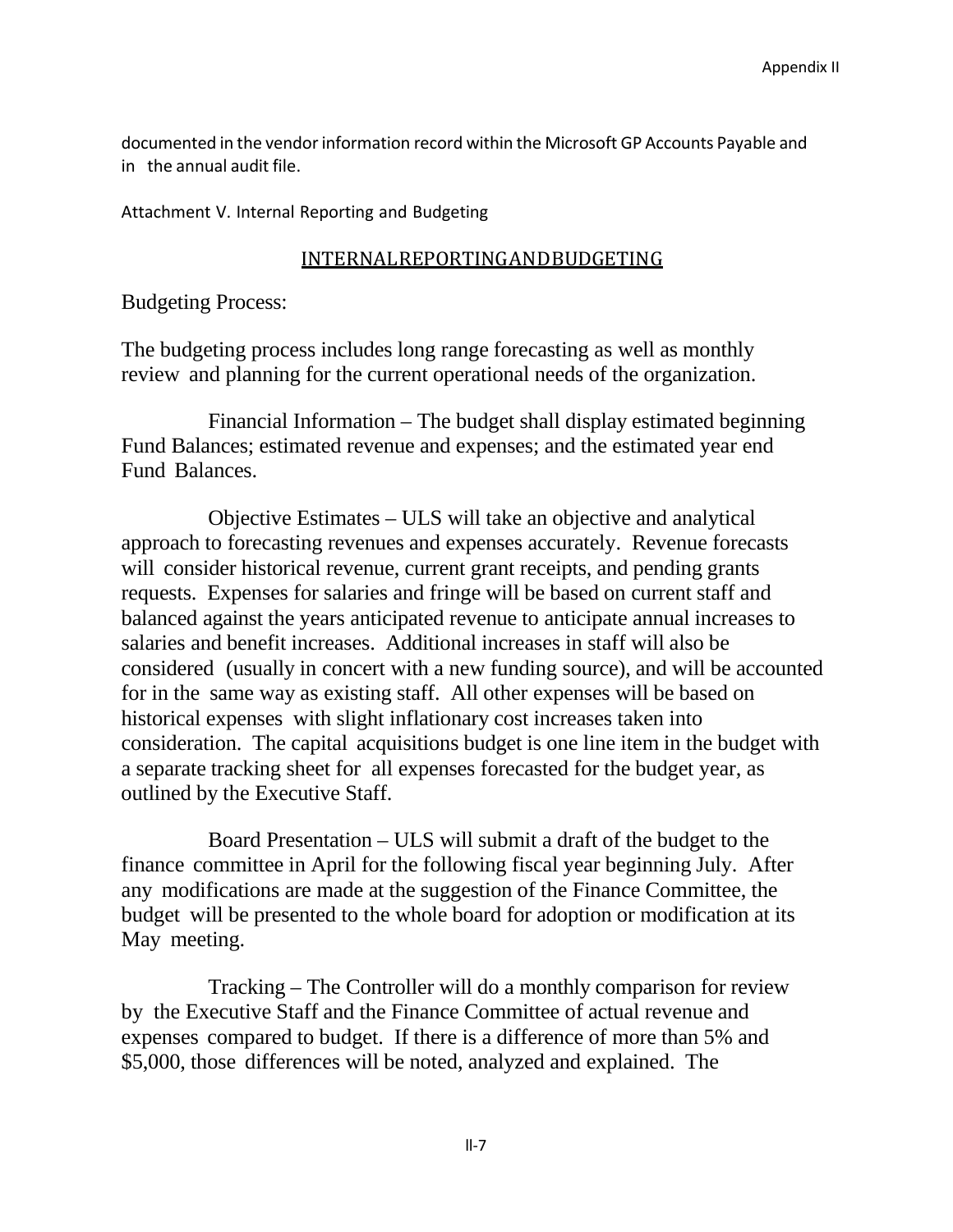documented in the vendor information record within the Microsoft GP Accounts Payable and in the annual audit file.

Attachment V. Internal Reporting and Budgeting

## INTERNAL REPORTING AND BUDGETING

Budgeting Process:

The budgeting process includes long range forecasting as well as monthly review and planning for the current operational needs of the organization.

Financial Information – The budget shall display estimated beginning Fund Balances; estimated revenue and expenses; and the estimated year end Fund Balances.

Objective Estimates – ULS will take an objective and analytical approach to forecasting revenues and expenses accurately. Revenue forecasts will consider historical revenue, current grant receipts, and pending grants requests. Expenses for salaries and fringe will be based on current staff and balanced against the years anticipated revenue to anticipate annual increases to salaries and benefit increases. Additional increases in staff will also be considered (usually in concert with a new funding source), and will be accounted for in the same way as existing staff. All other expenses will be based on historical expenses with slight inflationary cost increases taken into consideration. The capital acquisitions budget is one line item in the budget with a separate tracking sheet for all expenses forecasted for the budget year, as outlined by the Executive Staff.

Board Presentation – ULS will submit a draft of the budget to the finance committee in April for the following fiscal year beginning July. After any modifications are made at the suggestion of the Finance Committee, the budget will be presented to the whole board for adoption or modification at its May meeting.

Tracking – The Controller will do a monthly comparison for review by the Executive Staff and the Finance Committee of actual revenue and expenses compared to budget. If there is a difference of more than 5% and \$5,000, those differences will be noted, analyzed and explained. The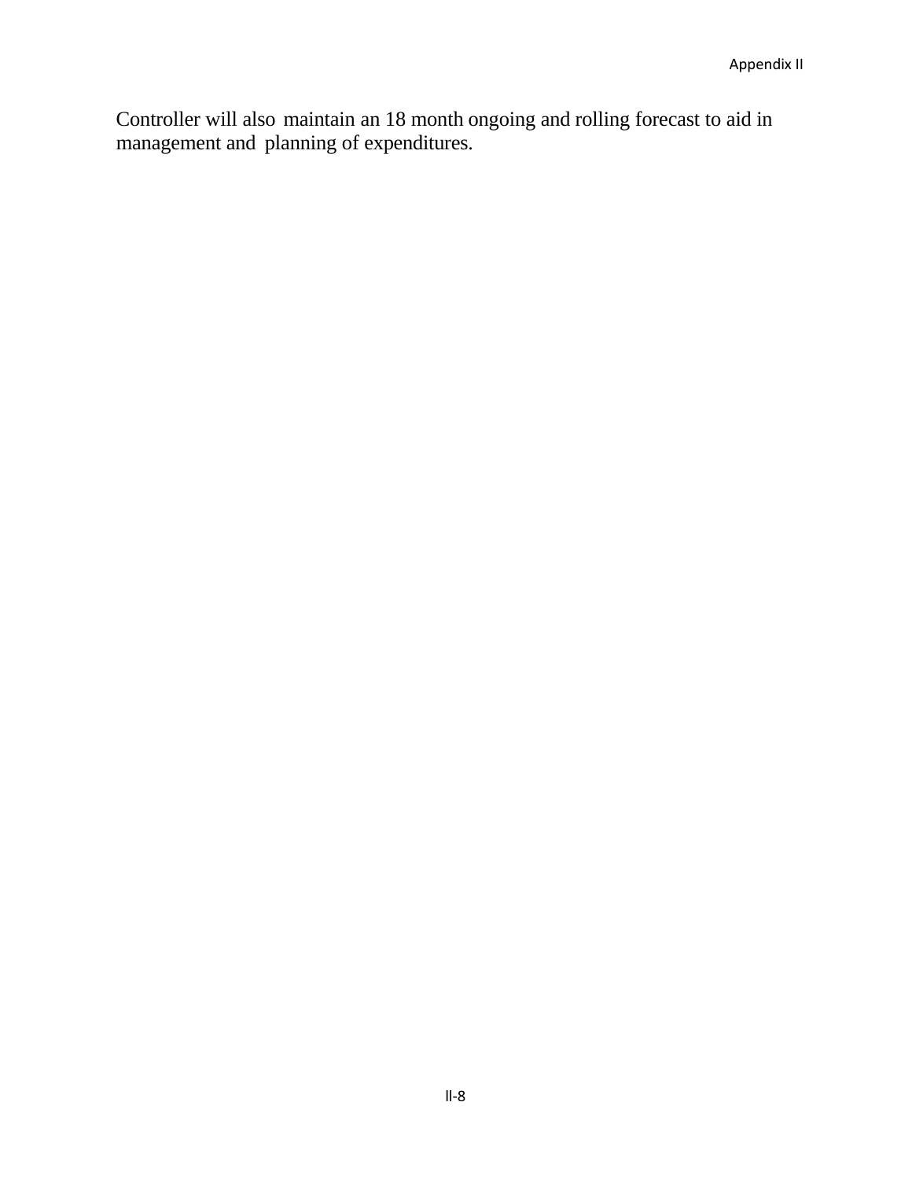Controller will also maintain an 18 month ongoing and rolling forecast to aid in management and planning of expenditures.